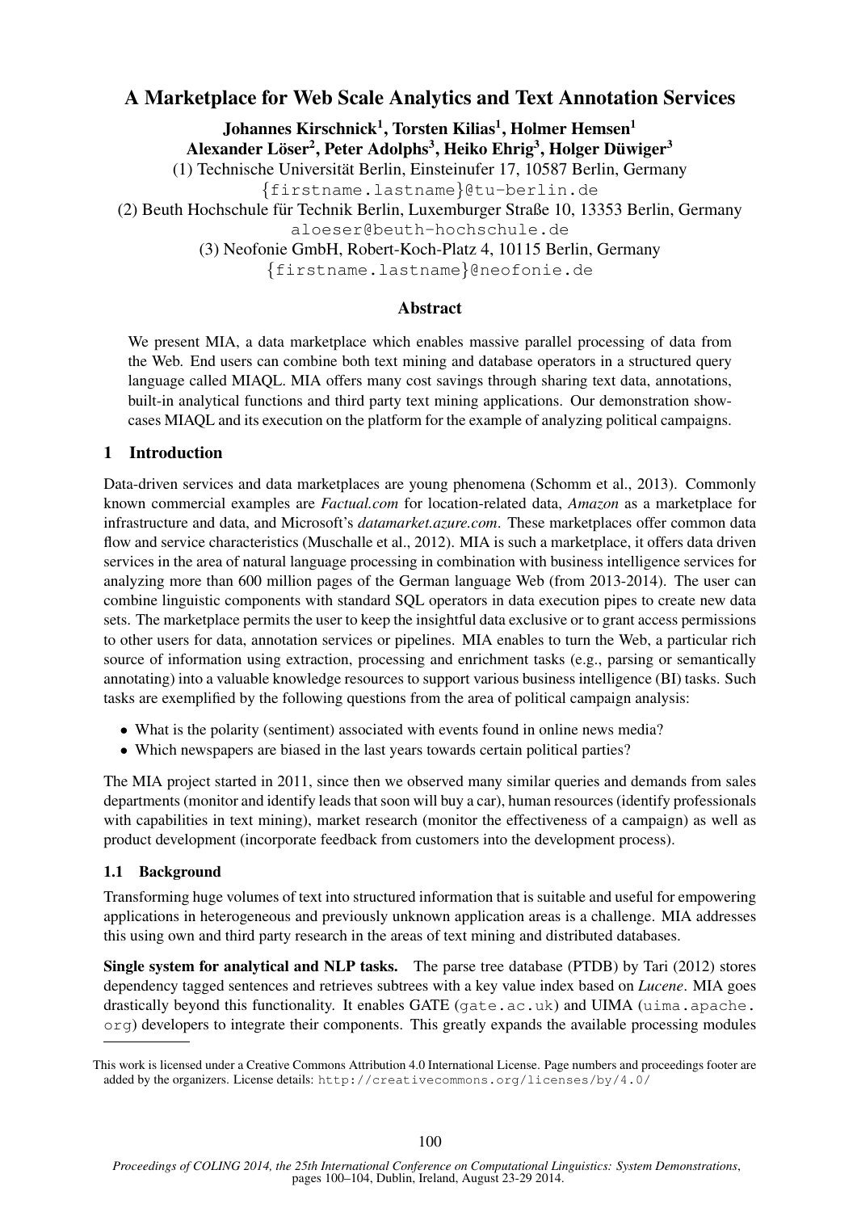# A Marketplace for Web Scale Analytics and Text Annotation Services

**Johannes Kirschnick[1], Torsten Kilias[1], Holmer Hemsen[1]**
**Alexander Löser[2], Peter Adolphs[3], Heiko Ehrig[3], Holger Düwiger[3]**

(1) Technische Universität Berlin, Einsteinufer 17, 10587 Berlin, Germany
{firstname.lastname}@tu-berlin.de

(2) Beuth Hochschule für Technik Berlin, Luxemburger Straße 10, 13353 Berlin, Germany
aloeser@beuth-hochschule.de

(3) Neofonie GmbH, Robert-Koch-Platz 4, 10115 Berlin, Germany
{firstname.lastname}@neofonie.de

## Abstract

We present MIA, a data marketplace which enables massive parallel processing of data from the Web. End users can combine both text mining and database operators in a structured query language called MIAQL. MIA offers many cost savings through sharing text data, annotations, built-in analytical functions and third party text mining applications. Our demonstration showcases MIAQL and its execution on the platform for the example of analyzing political campaigns.

## 1 Introduction

Data-driven services and data marketplaces are young phenomena (Schomm et al., 2013). Commonly known commercial examples are *Factual.com* for location-related data, *Amazon* as a marketplace for infrastructure and data, and Microsoft's *datamarket.azure.com*. These marketplaces offer common data flow and service characteristics (Muschalle et al., 2012). MIA is such a marketplace, it offers data driven services in the area of natural language processing in combination with business intelligence services for analyzing more than 600 million pages of the German language Web (from 2013-2014). The user can combine linguistic components with standard SQL operators in data execution pipes to create new data sets. The marketplace permits the user to keep the insightful data exclusive or to grant access permissions to other users for data, annotation services or pipelines. MIA enables to turn the Web, a particular rich source of information using extraction, processing and enrichment tasks (e.g., parsing or semantically annotating) into a valuable knowledge resources to support various business intelligence (BI) tasks. Such tasks are exemplified by the following questions from the area of political campaign analysis:

- What is the polarity (sentiment) associated with events found in online news media?
- Which newspapers are biased in the last years towards certain political parties?

The MIA project started in 2011, since then we observed many similar queries and demands from sales departments (monitor and identify leads that soon will buy a car), human resources (identify professionals with capabilities in text mining), market research (monitor the effectiveness of a campaign) as well as product development (incorporate feedback from customers into the development process).

### 1.1 Background

Transforming huge volumes of text into structured information that is suitable and useful for empowering applications in heterogeneous and previously unknown application areas is a challenge. MIA addresses this using own and third party research in the areas of text mining and distributed databases.

**Single system for analytical and NLP tasks.** The parse tree database (PTDB) by Tari (2012) stores dependency tagged sentences and retrieves subtrees with a key value index based on *Lucene*. MIA goes drastically beyond this functionality. It enables GATE (gate.ac.uk) and UIMA (uima.apache.org) developers to integrate their components. This greatly expands the available processing modules

This work is licensed under a Creative Commons Attribution 4.0 International License. Page numbers and proceedings footer are added by the organizers. License details: http://creativecommons.org/licenses/by/4.0/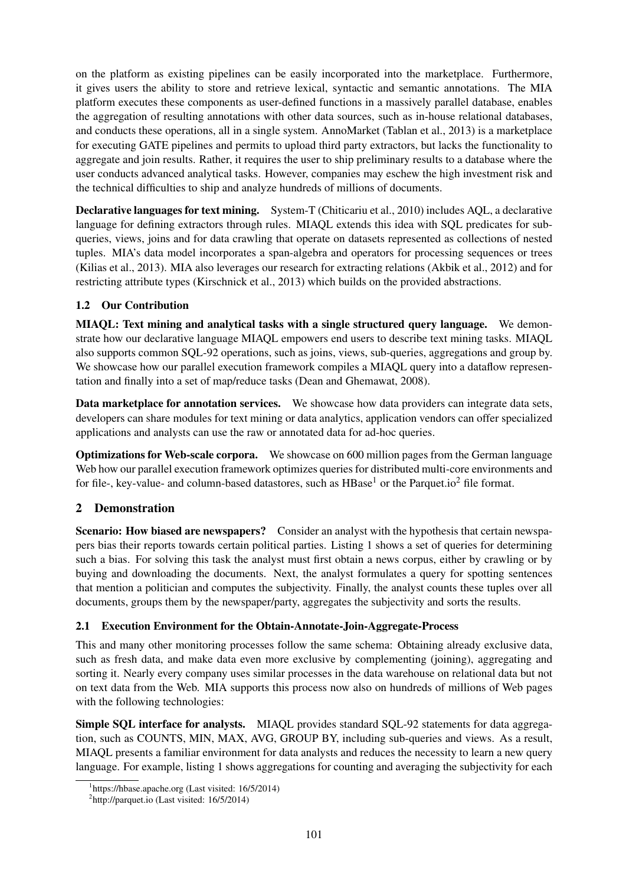on the platform as existing pipelines can be easily incorporated into the marketplace. Furthermore, it gives users the ability to store and retrieve lexical, syntactic and semantic annotations. The MIA platform executes these components as user-defined functions in a massively parallel database, enables the aggregation of resulting annotations with other data sources, such as in-house relational databases, and conducts these operations, all in a single system. AnnoMarket (Tablan et al., 2013) is a marketplace for executing GATE pipelines and permits to upload third party extractors, but lacks the functionality to aggregate and join results. Rather, it requires the user to ship preliminary results to a database where the user conducts advanced analytical tasks. However, companies may eschew the high investment risk and the technical difficulties to ship and analyze hundreds of millions of documents.

**Declarative languages for text mining.** System-T (Chiticariu et al., 2010) includes AQL, a declarative language for defining extractors through rules. MIAQL extends this idea with SQL predicates for sub-queries, views, joins and for data crawling that operate on datasets represented as collections of nested tuples. MIA's data model incorporates a span-algebra and operators for processing sequences or trees (Kilias et al., 2013). MIA also leverages our research for extracting relations (Akbik et al., 2012) and for restricting attribute types (Kirschnick et al., 2013) which builds on the provided abstractions.

### 1.2 Our Contribution

**MIAQL: Text mining and analytical tasks with a single structured query language.** We demonstrate how our declarative language MIAQL empowers end users to describe text mining tasks. MIAQL also supports common SQL-92 operations, such as joins, views, sub-queries, aggregations and group by. We showcase how our parallel execution framework compiles a MIAQL query into a dataflow representation and finally into a set of map/reduce tasks (Dean and Ghemawat, 2008).

**Data marketplace for annotation services.** We showcase how data providers can integrate data sets, developers can share modules for text mining or data analytics, application vendors can offer specialized applications and analysts can use the raw or annotated data for ad-hoc queries.

**Optimizations for Web-scale corpora.** We showcase on 600 million pages from the German language Web how our parallel execution framework optimizes queries for distributed multi-core environments and for file-, key-value- and column-based datastores, such as HBase[1] or the Parquet.io[2] file format.

## 2 Demonstration

**Scenario: How biased are newspapers?** Consider an analyst with the hypothesis that certain newspapers bias their reports towards certain political parties. Listing 1 shows a set of queries for determining such a bias. For solving this task the analyst must first obtain a news corpus, either by crawling or by buying and downloading the documents. Next, the analyst formulates a query for spotting sentences that mention a politician and computes the subjectivity. Finally, the analyst counts these tuples over all documents, groups them by the newspaper/party, aggregates the subjectivity and sorts the results.

### 2.1 Execution Environment for the Obtain-Annotate-Join-Aggregate-Process

This and many other monitoring processes follow the same schema: Obtaining already exclusive data, such as fresh data, and make data even more exclusive by complementing (joining), aggregating and sorting it. Nearly every company uses similar processes in the data warehouse on relational data but not on text data from the Web. MIA supports this process now also on hundreds of millions of Web pages with the following technologies:

**Simple SQL interface for analysts.** MIAQL provides standard SQL-92 statements for data aggregation, such as COUNTS, MIN, MAX, AVG, GROUP BY, including sub-queries and views. As a result, MIAQL presents a familiar environment for data analysts and reduces the necessity to learn a new query language. For example, listing 1 shows aggregations for counting and averaging the subjectivity for each

[1] https://hbase.apache.org (Last visited: 16/5/2014)

[2] http://parquet.io (Last visited: 16/5/2014)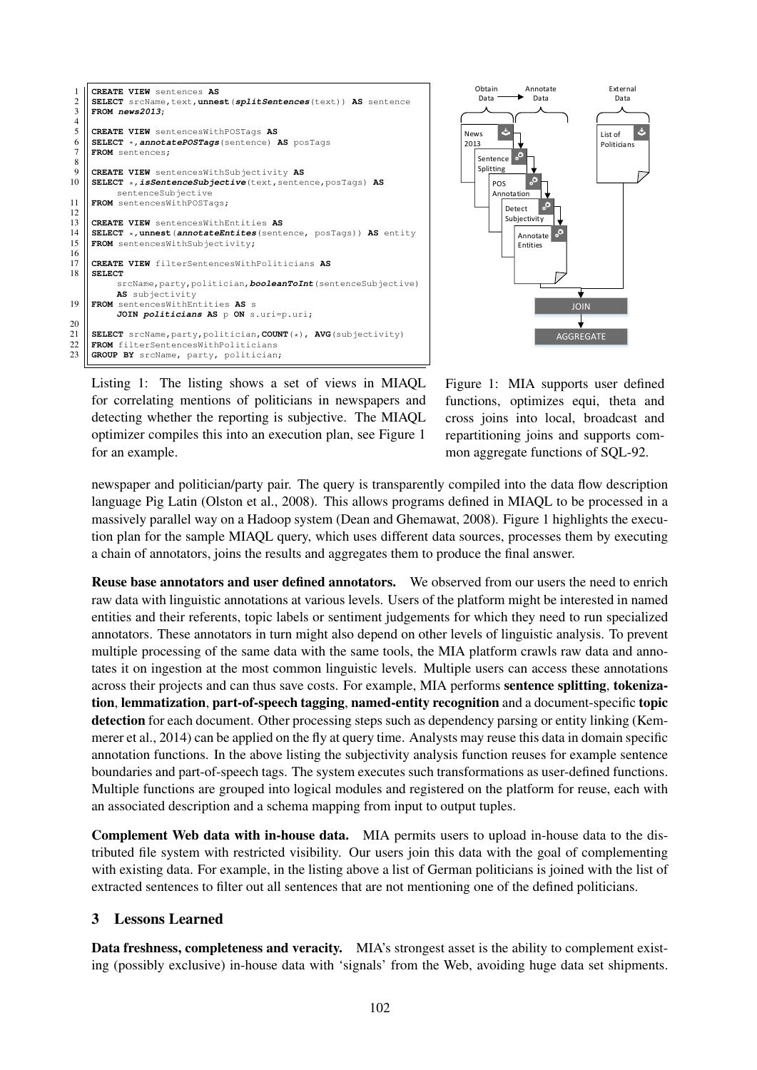```
1  CREATE VIEW sentences AS
2  SELECT srcName,text,unnest(splitSentences(text)) AS sentence
3  FROM news2013;
4
5  CREATE VIEW sentencesWithPOSTags AS
6  SELECT *,annotatePOSTags(sentence) AS posTags
7  FROM sentences;
8
9  CREATE VIEW sentencesWithSubjectivity AS
10 SELECT *,isSentenceSubjective(text,sentence,posTags) AS
       sentenceSubjective
11 FROM sentencesWithPOSTags;
12
13 CREATE VIEW sentencesWithEntities AS
14 SELECT *,unnest(annotateEntites(sentence, posTags)) AS entity
15 FROM sentencesWithSubjectivity;
16
17 CREATE VIEW filterSentencesWithPoliticians AS
18 SELECT
       srcName,party,politician,booleanToInt(sentenceSubjective)
       AS subjectivity
19 FROM sentencesWithEntities AS s
       JOIN politicians AS p ON s.uri=p.uri;
20
21 SELECT srcName,party,politician,COUNT(*), AVG(subjectivity)
22 FROM filterSentencesWithPoliticians
23 GROUP BY srcName, party, politician;
```

Listing 1: The listing shows a set of views in MIAQL for correlating mentions of politicians in newspapers and detecting whether the reporting is subjective. The MIAQL optimizer compiles this into an execution plan, see Figure 1 for an example.

Figure 1: MIA supports user defined functions, optimizes equi, theta and cross joins into local, broadcast and repartitioning joins and supports common aggregate functions of SQL-92.

newspaper and politician/party pair. The query is transparently compiled into the data flow description language Pig Latin (Olston et al., 2008). This allows programs defined in MIAQL to be processed in a massively parallel way on a Hadoop system (Dean and Ghemawat, 2008). Figure 1 highlights the execution plan for the sample MIAQL query, which uses different data sources, processes them by executing a chain of annotators, joins the results and aggregates them to produce the final answer.

**Reuse base annotators and user defined annotators.** We observed from our users the need to enrich raw data with linguistic annotations at various levels. Users of the platform might be interested in named entities and their referents, topic labels or sentiment judgements for which they need to run specialized annotators. These annotators in turn might also depend on other levels of linguistic analysis. To prevent multiple processing of the same data with the same tools, the MIA platform crawls raw data and annotates it on ingestion at the most common linguistic levels. Multiple users can access these annotations across their projects and can thus save costs. For example, MIA performs **sentence splitting**, **tokenization**, **lemmatization**, **part-of-speech tagging**, **named-entity recognition** and a document-specific **topic detection** for each document. Other processing steps such as dependency parsing or entity linking (Kemmerer et al., 2014) can be applied on the fly at query time. Analysts may reuse this data in domain specific annotation functions. In the above listing the subjectivity analysis function reuses for example sentence boundaries and part-of-speech tags. The system executes such transformations as user-defined functions. Multiple functions are grouped into logical modules and registered on the platform for reuse, each with an associated description and a schema mapping from input to output tuples.

**Complement Web data with in-house data.** MIA permits users to upload in-house data to the distributed file system with restricted visibility. Our users join this data with the goal of complementing with existing data. For example, in the listing above a list of German politicians is joined with the list of extracted sentences to filter out all sentences that are not mentioning one of the defined politicians.

## 3 Lessons Learned

**Data freshness, completeness and veracity.** MIA's strongest asset is the ability to complement existing (possibly exclusive) in-house data with 'signals' from the Web, avoiding huge data set shipments.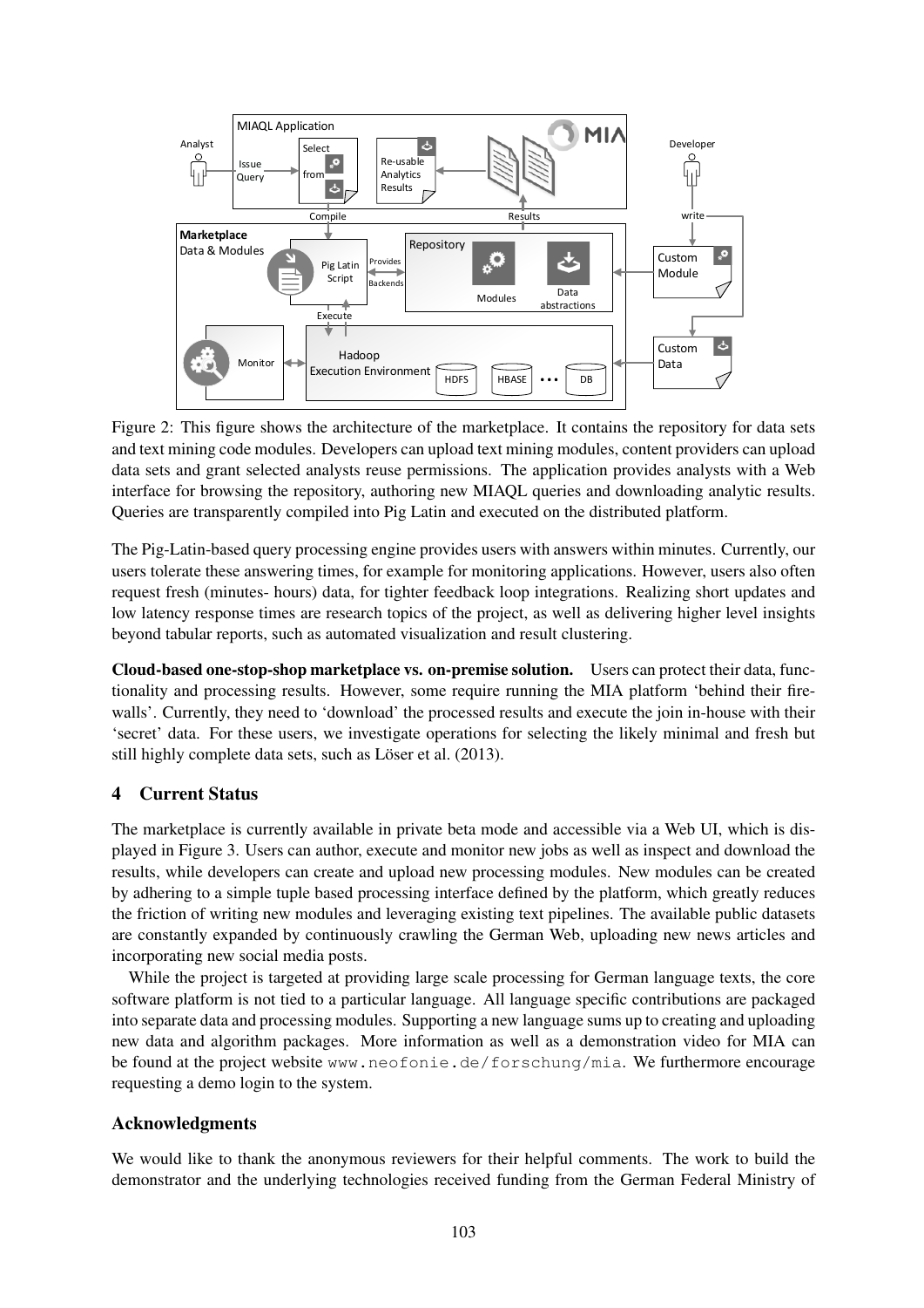Figure 2: This figure shows the architecture of the marketplace. It contains the repository for data sets and text mining code modules. Developers can upload text mining modules, content providers can upload data sets and grant selected analysts reuse permissions. The application provides analysts with a Web interface for browsing the repository, authoring new MIAQL queries and downloading analytic results. Queries are transparently compiled into Pig Latin and executed on the distributed platform.

The Pig-Latin-based query processing engine provides users with answers within minutes. Currently, our users tolerate these answering times, for example for monitoring applications. However, users also often request fresh (minutes- hours) data, for tighter feedback loop integrations. Realizing short updates and low latency response times are research topics of the project, as well as delivering higher level insights beyond tabular reports, such as automated visualization and result clustering.

**Cloud-based one-stop-shop marketplace vs. on-premise solution.** Users can protect their data, functionality and processing results. However, some require running the MIA platform 'behind their firewalls'. Currently, they need to 'download' the processed results and execute the join in-house with their 'secret' data. For these users, we investigate operations for selecting the likely minimal and fresh but still highly complete data sets, such as Löser et al. (2013).

## 4 Current Status

The marketplace is currently available in private beta mode and accessible via a Web UI, which is displayed in Figure 3. Users can author, execute and monitor new jobs as well as inspect and download the results, while developers can create and upload new processing modules. New modules can be created by adhering to a simple tuple based processing interface defined by the platform, which greatly reduces the friction of writing new modules and leveraging existing text pipelines. The available public datasets are constantly expanded by continuously crawling the German Web, uploading new news articles and incorporating new social media posts.

While the project is targeted at providing large scale processing for German language texts, the core software platform is not tied to a particular language. All language specific contributions are packaged into separate data and processing modules. Supporting a new language sums up to creating and uploading new data and algorithm packages. More information as well as a demonstration video for MIA can be found at the project website `www.neofonie.de/forschung/mia`. We furthermore encourage requesting a demo login to the system.

## Acknowledgments

We would like to thank the anonymous reviewers for their helpful comments. The work to build the demonstrator and the underlying technologies received funding from the German Federal Ministry of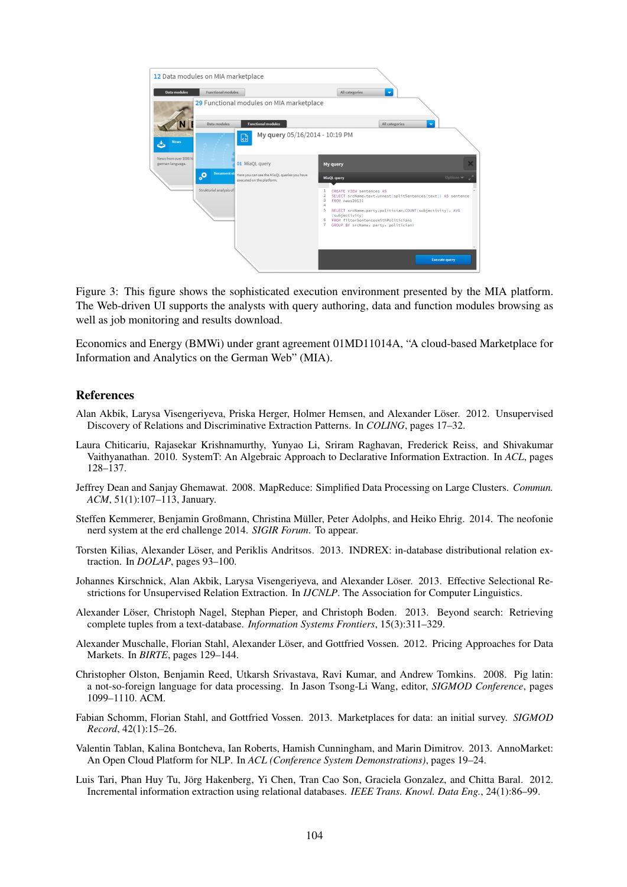Figure 3: This figure shows the sophisticated execution environment presented by the MIA platform. The Web-driven UI supports the analysts with query authoring, data and function modules browsing as well as job monitoring and results download.

Economics and Energy (BMWi) under grant agreement 01MD11014A, "A cloud-based Marketplace for Information and Analytics on the German Web" (MIA).

## References

Alan Akbik, Larysa Visengeriyeva, Priska Herger, Holmer Hemsen, and Alexander Löser. 2012. Unsupervised Discovery of Relations and Discriminative Extraction Patterns. In *COLING*, pages 17–32.

Laura Chiticariu, Rajasekar Krishnamurthy, Yunyao Li, Sriram Raghavan, Frederick Reiss, and Shivakumar Vaithyanathan. 2010. SystemT: An Algebraic Approach to Declarative Information Extraction. In *ACL*, pages 128–137.

Jeffrey Dean and Sanjay Ghemawat. 2008. MapReduce: Simplified Data Processing on Large Clusters. *Commun. ACM*, 51(1):107–113, January.

Steffen Kemmerer, Benjamin Großmann, Christina Müller, Peter Adolphs, and Heiko Ehrig. 2014. The neofonie nerd system at the erd challenge 2014. *SIGIR Forum*. To appear.

Torsten Kilias, Alexander Löser, and Periklis Andritsos. 2013. INDREX: in-database distributional relation extraction. In *DOLAP*, pages 93–100.

Johannes Kirschnick, Alan Akbik, Larysa Visengeriyeva, and Alexander Löser. 2013. Effective Selectional Restrictions for Unsupervised Relation Extraction. In *IJCNLP*. The Association for Computer Linguistics.

Alexander Löser, Christoph Nagel, Stephan Pieper, and Christoph Boden. 2013. Beyond search: Retrieving complete tuples from a text-database. *Information Systems Frontiers*, 15(3):311–329.

Alexander Muschalle, Florian Stahl, Alexander Löser, and Gottfried Vossen. 2012. Pricing Approaches for Data Markets. In *BIRTE*, pages 129–144.

Christopher Olston, Benjamin Reed, Utkarsh Srivastava, Ravi Kumar, and Andrew Tomkins. 2008. Pig latin: a not-so-foreign language for data processing. In Jason Tsong-Li Wang, editor, *SIGMOD Conference*, pages 1099–1110. ACM.

Fabian Schomm, Florian Stahl, and Gottfried Vossen. 2013. Marketplaces for data: an initial survey. *SIGMOD Record*, 42(1):15–26.

Valentin Tablan, Kalina Bontcheva, Ian Roberts, Hamish Cunningham, and Marin Dimitrov. 2013. AnnoMarket: An Open Cloud Platform for NLP. In *ACL (Conference System Demonstrations)*, pages 19–24.

Luis Tari, Phan Huy Tu, Jörg Hakenberg, Yi Chen, Tran Cao Son, Graciela Gonzalez, and Chitta Baral. 2012. Incremental information extraction using relational databases. *IEEE Trans. Knowl. Data Eng.*, 24(1):86–99.